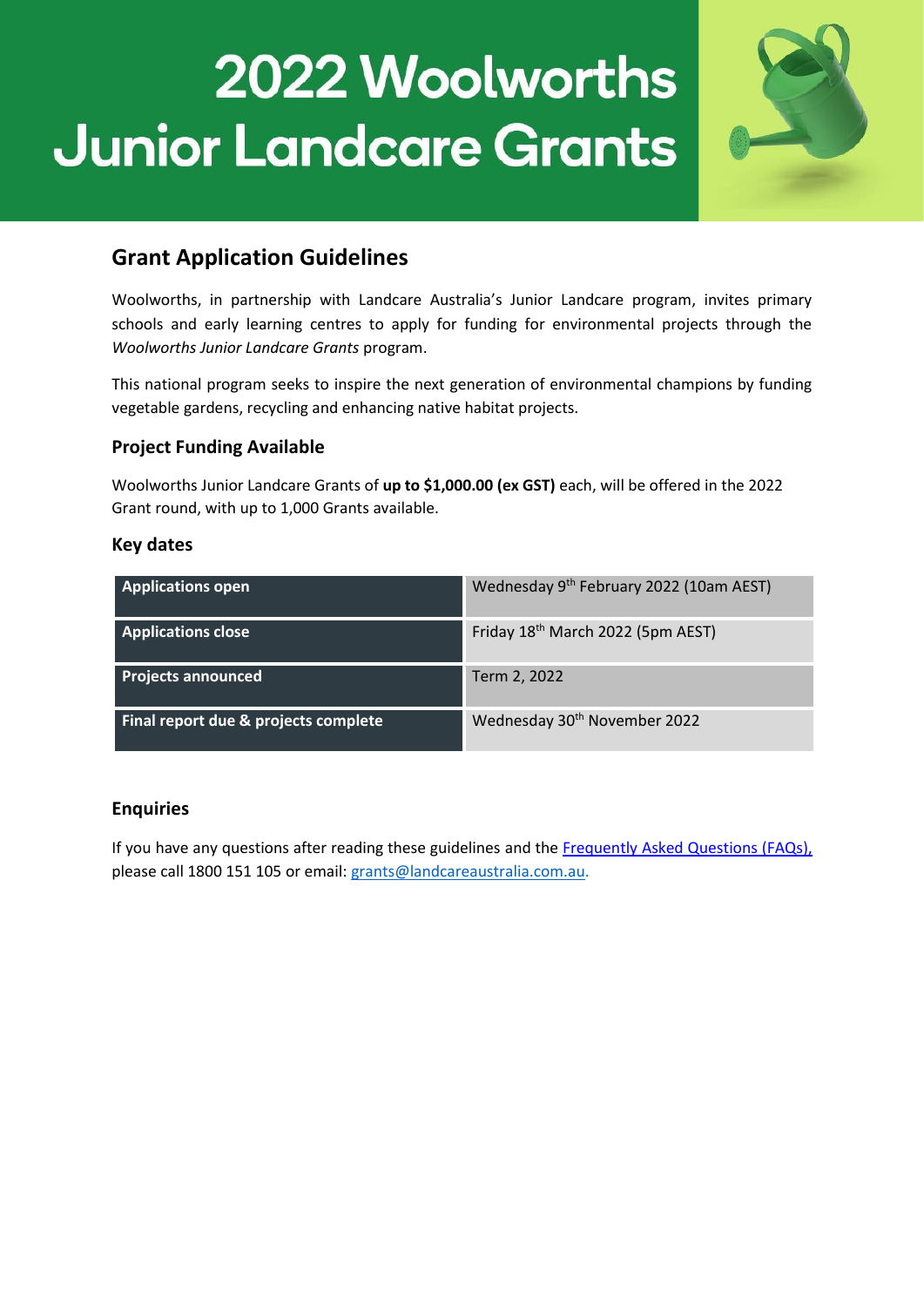# 2022 Woolworths Junior Landcare Grants

## Grant Application Guidelines

Woolworths, in partnership with Landcare Australia's Junior Landcare program, invites primary schools and early learning centres to apply for funding for environmental projects through the *Woolworths Junior Landcare Grants* program.

This national program seeks to inspire the next generation of environmental champions by funding vegetable gardens, recycling and enhancing native habitat projects.

### Project Funding Available

Woolworths Junior Landcare Grants of **up to $1,000.00 (ex GST)** each, will be offered in the 2022 Grant round, with up to 1,000 Grants available.

### Key dates

| | |
|---|---|
| **Applications open** | Wednesday 9th February 2022 (10am AEST) |
| **Applications close** | Friday 18th March 2022 (5pm AEST) |
| **Projects announced** | Term 2, 2022 |
| **Final report due & projects complete** | Wednesday 30th November 2022 |

### Enquiries

If you have any questions after reading these guidelines and the [Frequently Asked Questions (FAQs),](#) please call 1800 151 105 or email: [grants@landcareaustralia.com.au.](mailto:grants@landcareaustralia.com.au)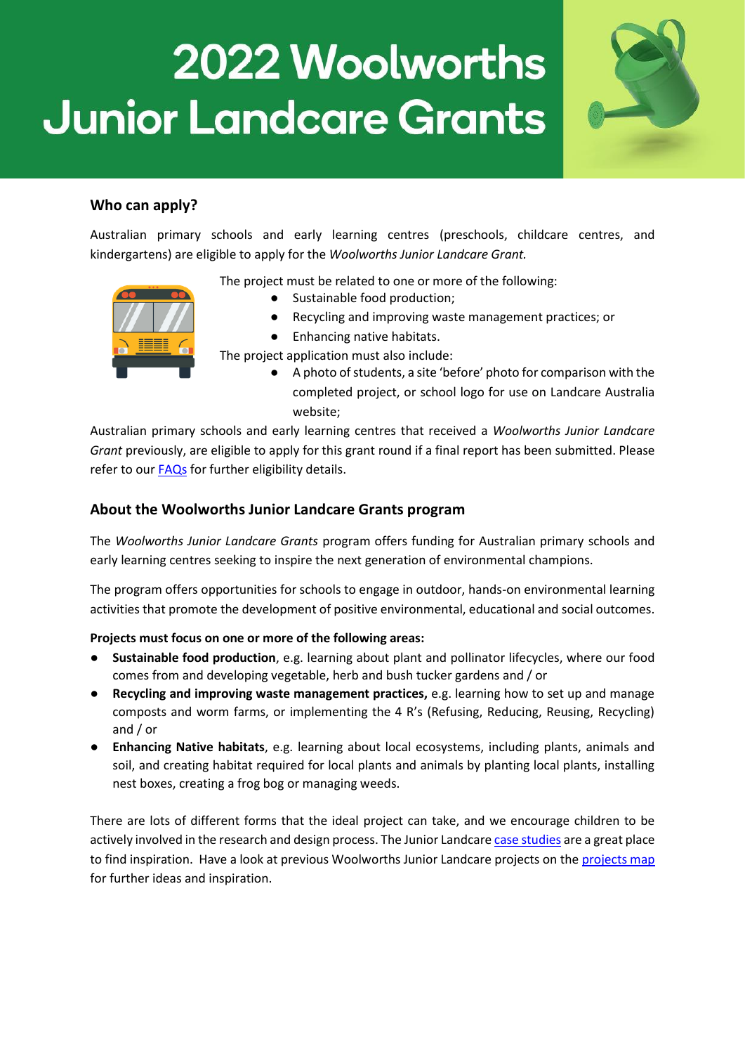# 2022 Woolworths Junior Landcare Grants

## Who can apply?

Australian primary schools and early learning centres (preschools, childcare centres, and kindergartens) are eligible to apply for the *Woolworths Junior Landcare Grant.*

The project must be related to one or more of the following:

- Sustainable food production;
- Recycling and improving waste management practices; or
- Enhancing native habitats.

The project application must also include:

- A photo of students, a site 'before' photo for comparison with the completed project, or school logo for use on Landcare Australia website;

Australian primary schools and early learning centres that received a *Woolworths Junior Landcare Grant* previously, are eligible to apply for this grant round if a final report has been submitted. Please refer to our FAQs for further eligibility details.

## About the Woolworths Junior Landcare Grants program

The *Woolworths Junior Landcare Grants* program offers funding for Australian primary schools and early learning centres seeking to inspire the next generation of environmental champions.

The program offers opportunities for schools to engage in outdoor, hands-on environmental learning activities that promote the development of positive environmental, educational and social outcomes.

**Projects must focus on one or more of the following areas:**

- **Sustainable food production**, e.g. learning about plant and pollinator lifecycles, where our food comes from and developing vegetable, herb and bush tucker gardens and / or
- **Recycling and improving waste management practices,** e.g. learning how to set up and manage composts and worm farms, or implementing the 4 R's (Refusing, Reducing, Reusing, Recycling) and / or
- **Enhancing Native habitats**, e.g. learning about local ecosystems, including plants, animals and soil, and creating habitat required for local plants and animals by planting local plants, installing nest boxes, creating a frog bog or managing weeds.

There are lots of different forms that the ideal project can take, and we encourage children to be actively involved in the research and design process. The Junior Landcare case studies are a great place to find inspiration. Have a look at previous Woolworths Junior Landcare projects on the projects map for further ideas and inspiration.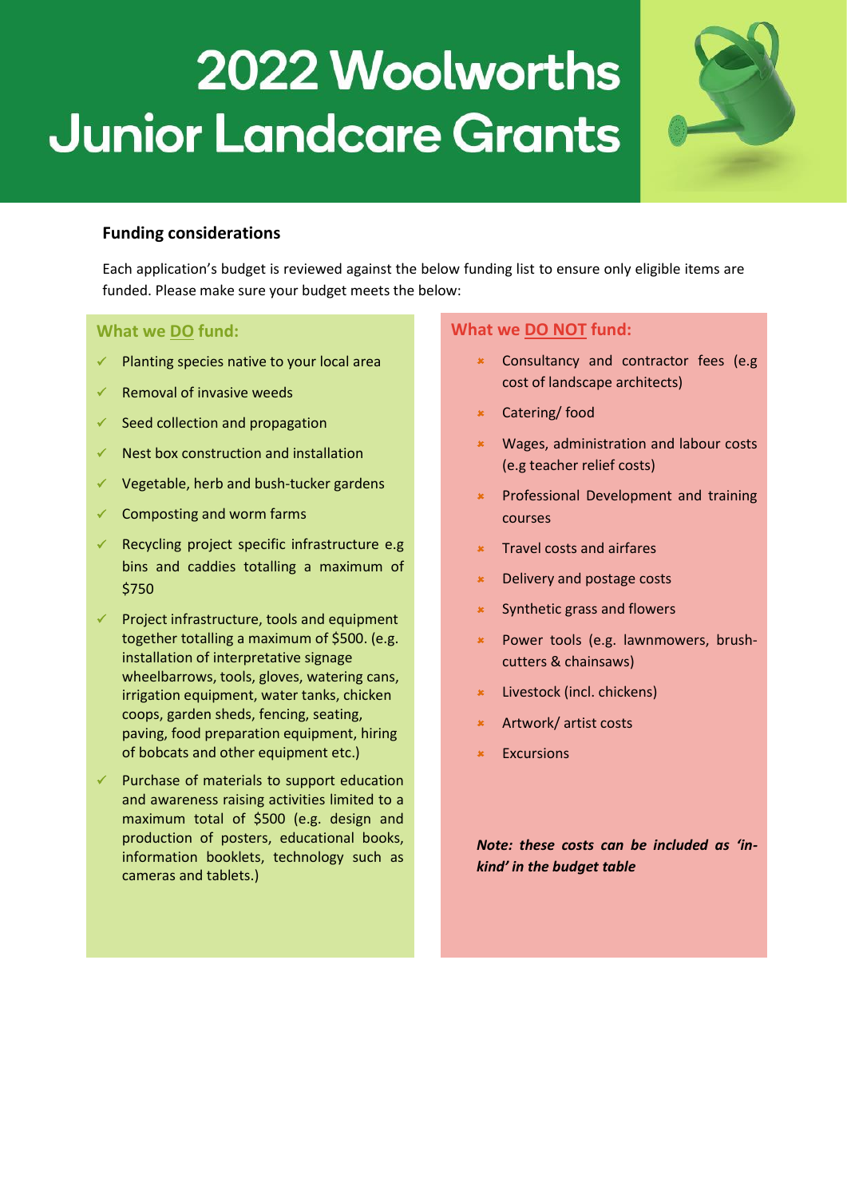# 2022 Woolworths Junior Landcare Grants

## Funding considerations

Each application's budget is reviewed against the below funding list to ensure only eligible items are funded. Please make sure your budget meets the below:

### What we DO fund:

- Planting species native to your local area
- Removal of invasive weeds
- Seed collection and propagation
- Nest box construction and installation
- Vegetable, herb and bush-tucker gardens
- Composting and worm farms
- Recycling project specific infrastructure e.g bins and caddies totalling a maximum of $750
- Project infrastructure, tools and equipment together totalling a maximum of $500. (e.g. installation of interpretative signage wheelbarrows, tools, gloves, watering cans, irrigation equipment, water tanks, chicken coops, garden sheds, fencing, seating, paving, food preparation equipment, hiring of bobcats and other equipment etc.)
- Purchase of materials to support education and awareness raising activities limited to a maximum total of $500 (e.g. design and production of posters, educational books, information booklets, technology such as cameras and tablets.)

### What we DO NOT fund:

- Consultancy and contractor fees (e.g cost of landscape architects)
- Catering/ food
- Wages, administration and labour costs (e.g teacher relief costs)
- Professional Development and training courses
- Travel costs and airfares
- Delivery and postage costs
- Synthetic grass and flowers
- Power tools (e.g. lawnmowers, brush-cutters & chainsaws)
- Livestock (incl. chickens)
- Artwork/ artist costs
- Excursions

***Note: these costs can be included as 'in-kind' in the budget table***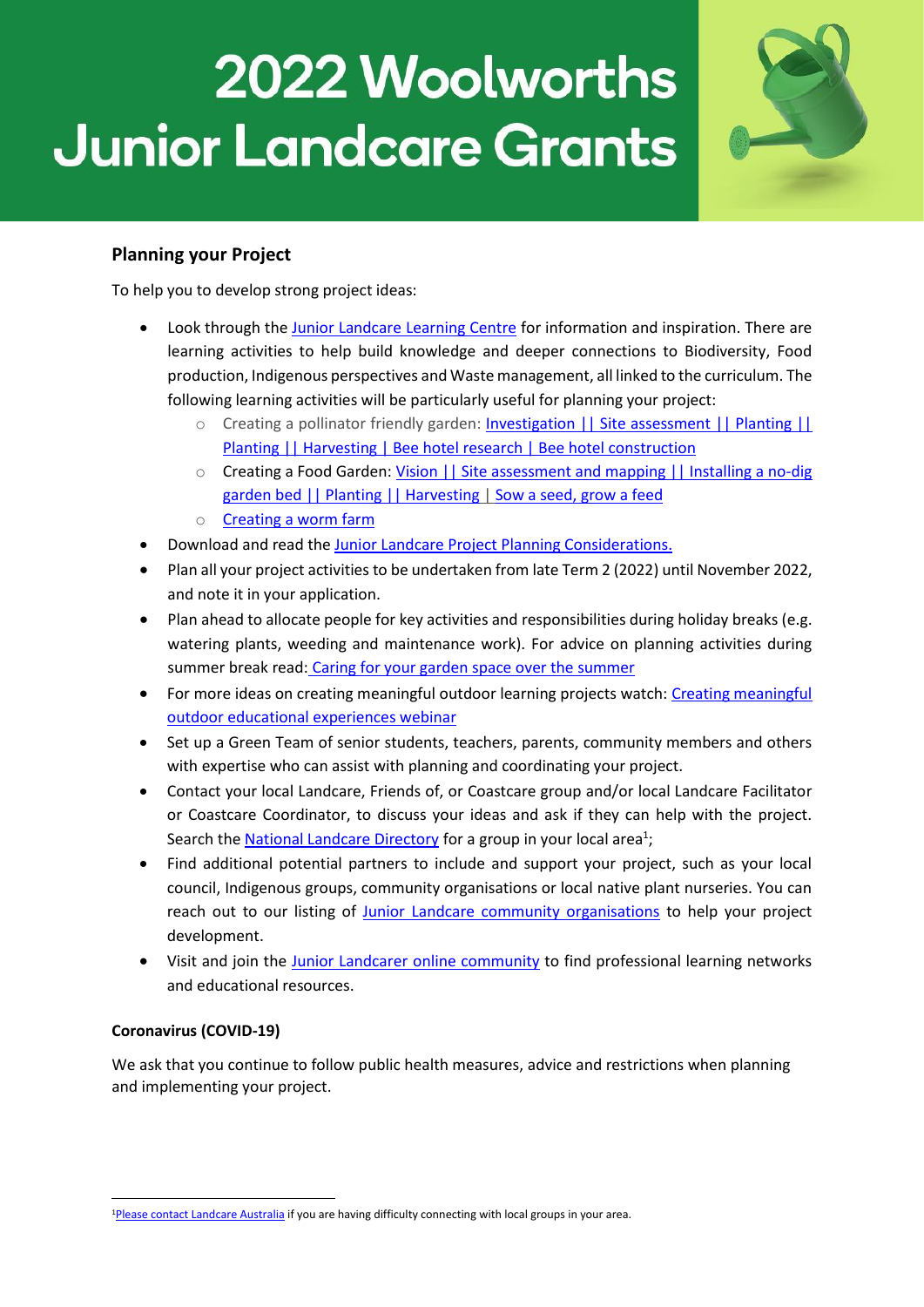# 2022 Woolworths Junior Landcare Grants

## Planning your Project

To help you to develop strong project ideas:

- Look through the Junior Landcare Learning Centre for information and inspiration. There are learning activities to help build knowledge and deeper connections to Biodiversity, Food production, Indigenous perspectives and Waste management, all linked to the curriculum. The following learning activities will be particularly useful for planning your project:
  - Creating a pollinator friendly garden: Investigation || Site assessment || Planting || Planting || Harvesting | Bee hotel research | Bee hotel construction
  - Creating a Food Garden: Vision || Site assessment and mapping || Installing a no-dig garden bed || Planting || Harvesting | Sow a seed, grow a feed
  - Creating a worm farm
- Download and read the Junior Landcare Project Planning Considerations.
- Plan all your project activities to be undertaken from late Term 2 (2022) until November 2022, and note it in your application.
- Plan ahead to allocate people for key activities and responsibilities during holiday breaks (e.g. watering plants, weeding and maintenance work). For advice on planning activities during summer break read: Caring for your garden space over the summer
- For more ideas on creating meaningful outdoor learning projects watch: Creating meaningful outdoor educational experiences webinar
- Set up a Green Team of senior students, teachers, parents, community members and others with expertise who can assist with planning and coordinating your project.
- Contact your local Landcare, Friends of, or Coastcare group and/or local Landcare Facilitator or Coastcare Coordinator, to discuss your ideas and ask if they can help with the project. Search the National Landcare Directory for a group in your local area[1];
- Find additional potential partners to include and support your project, such as your local council, Indigenous groups, community organisations or local native plant nurseries. You can reach out to our listing of Junior Landcare community organisations to help your project development.
- Visit and join the Junior Landcarer online community to find professional learning networks and educational resources.

**Coronavirus (COVID-19)**

We ask that you continue to follow public health measures, advice and restrictions when planning and implementing your project.

[1] Please contact Landcare Australia if you are having difficulty connecting with local groups in your area.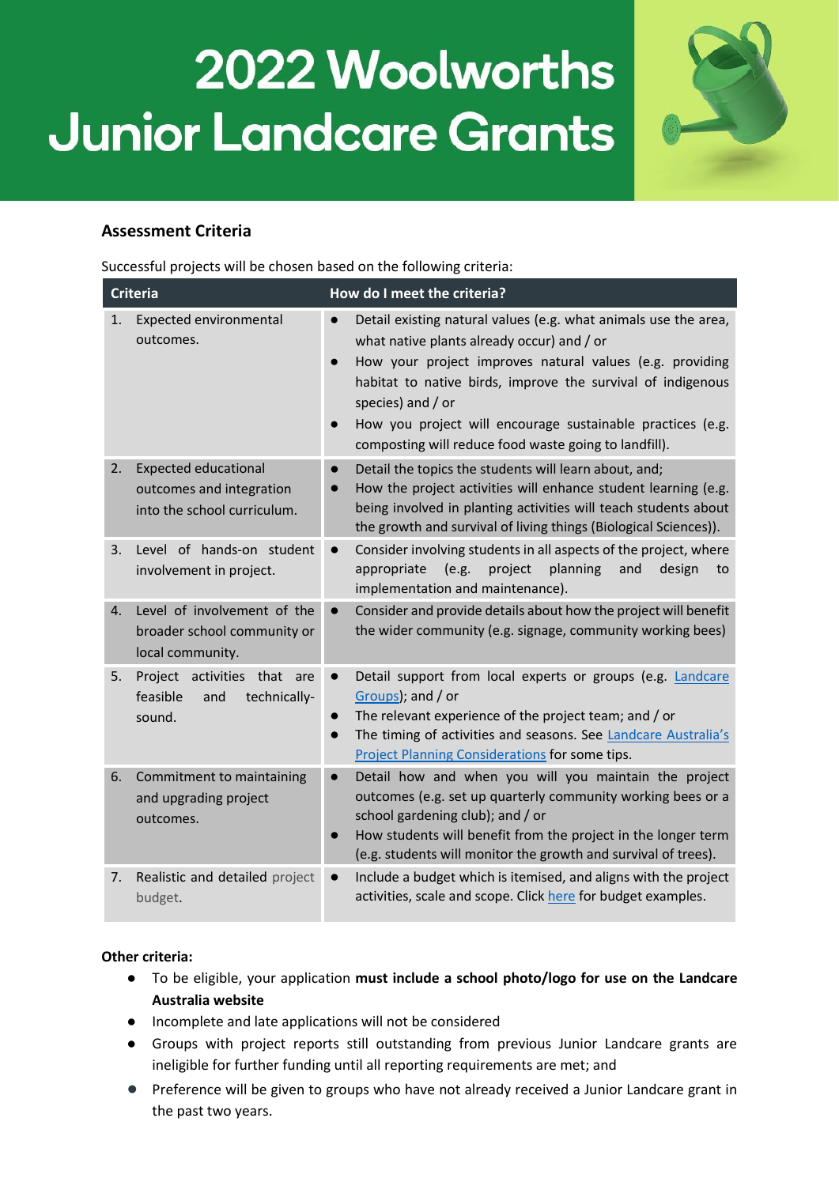# 2022 Woolworths Junior Landcare Grants

## Assessment Criteria

Successful projects will be chosen based on the following criteria:

| Criteria | How do I meet the criteria? |
|---|---|
| 1. Expected environmental outcomes. | • Detail existing natural values (e.g. what animals use the area, what native plants already occur) and / or<br>• How your project improves natural values (e.g. providing habitat to native birds, improve the survival of indigenous species) and / or<br>• How you project will encourage sustainable practices (e.g. composting will reduce food waste going to landfill). |
| 2. Expected educational outcomes and integration into the school curriculum. | • Detail the topics the students will learn about, and;<br>• How the project activities will enhance student learning (e.g. being involved in planting activities will teach students about the growth and survival of living things (Biological Sciences)). |
| 3. Level of hands-on student involvement in project. | • Consider involving students in all aspects of the project, where appropriate (e.g. project planning and design to implementation and maintenance). |
| 4. Level of involvement of the broader school community or local community. | • Consider and provide details about how the project will benefit the wider community (e.g. signage, community working bees) |
| 5. Project activities that are feasible and technically-sound. | • Detail support from local experts or groups (e.g. Landcare Groups); and / or<br>• The relevant experience of the project team; and / or<br>• The timing of activities and seasons. See Landcare Australia's Project Planning Considerations for some tips. |
| 6. Commitment to maintaining and upgrading project outcomes. | • Detail how and when you will you maintain the project outcomes (e.g. set up quarterly community working bees or a school gardening club); and / or<br>• How students will benefit from the project in the longer term (e.g. students will monitor the growth and survival of trees). |
| 7. Realistic and detailed project budget. | • Include a budget which is itemised, and aligns with the project activities, scale and scope. Click here for budget examples. |

**Other criteria:**

- To be eligible, your application **must include a school photo/logo for use on the Landcare Australia website**
- Incomplete and late applications will not be considered
- Groups with project reports still outstanding from previous Junior Landcare grants are ineligible for further funding until all reporting requirements are met; and
- Preference will be given to groups who have not already received a Junior Landcare grant in the past two years.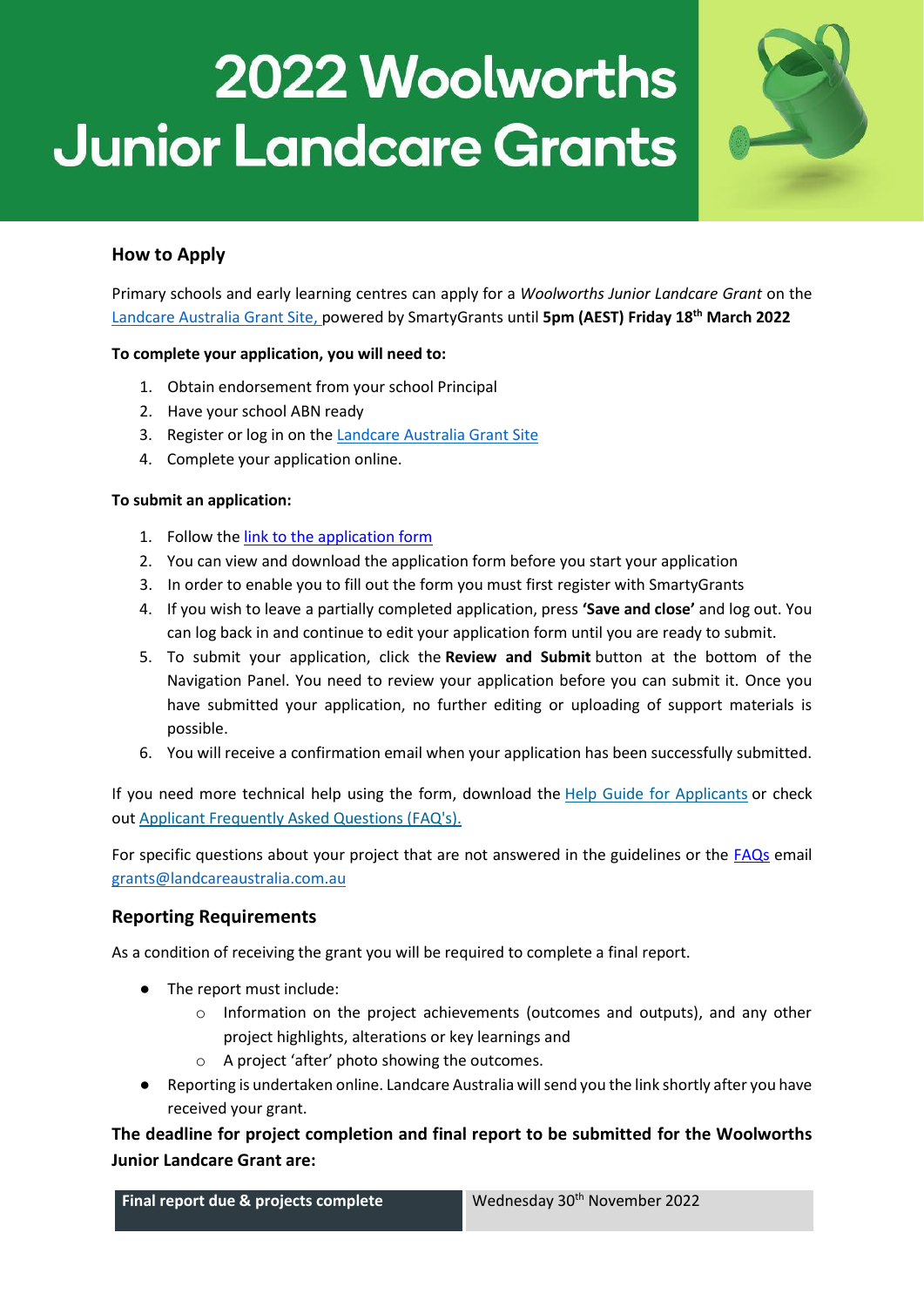# 2022 Woolworths Junior Landcare Grants

## How to Apply

Primary schools and early learning centres can apply for a *Woolworths Junior Landcare Grant* on the Landcare Australia Grant Site, powered by SmartyGrants until **5pm (AEST) Friday 18th March 2022**

**To complete your application, you will need to:**

1. Obtain endorsement from your school Principal
2. Have your school ABN ready
3. Register or log in on the Landcare Australia Grant Site
4. Complete your application online.

**To submit an application:**

1. Follow the link to the application form
2. You can view and download the application form before you start your application
3. In order to enable you to fill out the form you must first register with SmartyGrants
4. If you wish to leave a partially completed application, press **'Save and close'** and log out. You can log back in and continue to edit your application form until you are ready to submit.
5. To submit your application, click the **Review and Submit** button at the bottom of the Navigation Panel. You need to review your application before you can submit it. Once you have submitted your application, no further editing or uploading of support materials is possible.
6. You will receive a confirmation email when your application has been successfully submitted.

If you need more technical help using the form, download the Help Guide for Applicants or check out Applicant Frequently Asked Questions (FAQ's).

For specific questions about your project that are not answered in the guidelines or the FAQs email grants@landcareaustralia.com.au

## Reporting Requirements

As a condition of receiving the grant you will be required to complete a final report.

- The report must include:
  - Information on the project achievements (outcomes and outputs), and any other project highlights, alterations or key learnings and
  - A project 'after' photo showing the outcomes.
- Reporting is undertaken online. Landcare Australia will send you the link shortly after you have received your grant.

**The deadline for project completion and final report to be submitted for the Woolworths Junior Landcare Grant are:**

| Final report due & projects complete | Wednesday 30th November 2022 |
| --- | --- |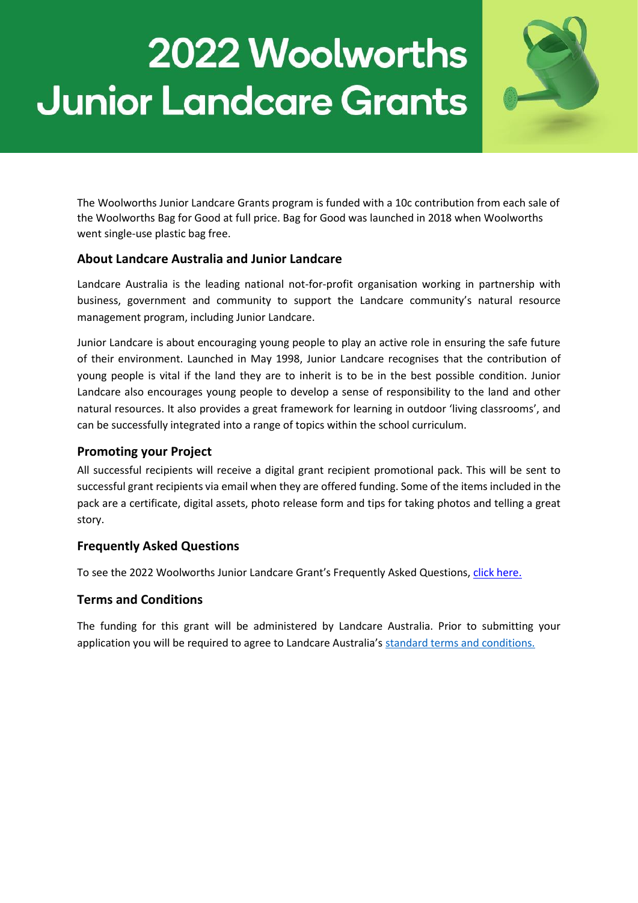# 2022 Woolworths Junior Landcare Grants

The Woolworths Junior Landcare Grants program is funded with a 10c contribution from each sale of the Woolworths Bag for Good at full price. Bag for Good was launched in 2018 when Woolworths went single-use plastic bag free.

## About Landcare Australia and Junior Landcare

Landcare Australia is the leading national not-for-profit organisation working in partnership with business, government and community to support the Landcare community's natural resource management program, including Junior Landcare.

Junior Landcare is about encouraging young people to play an active role in ensuring the safe future of their environment. Launched in May 1998, Junior Landcare recognises that the contribution of young people is vital if the land they are to inherit is to be in the best possible condition. Junior Landcare also encourages young people to develop a sense of responsibility to the land and other natural resources. It also provides a great framework for learning in outdoor 'living classrooms', and can be successfully integrated into a range of topics within the school curriculum.

## Promoting your Project

All successful recipients will receive a digital grant recipient promotional pack. This will be sent to successful grant recipients via email when they are offered funding. Some of the items included in the pack are a certificate, digital assets, photo release form and tips for taking photos and telling a great story.

## Frequently Asked Questions

To see the 2022 Woolworths Junior Landcare Grant's Frequently Asked Questions, click here.

## Terms and Conditions

The funding for this grant will be administered by Landcare Australia. Prior to submitting your application you will be required to agree to Landcare Australia's standard terms and conditions.